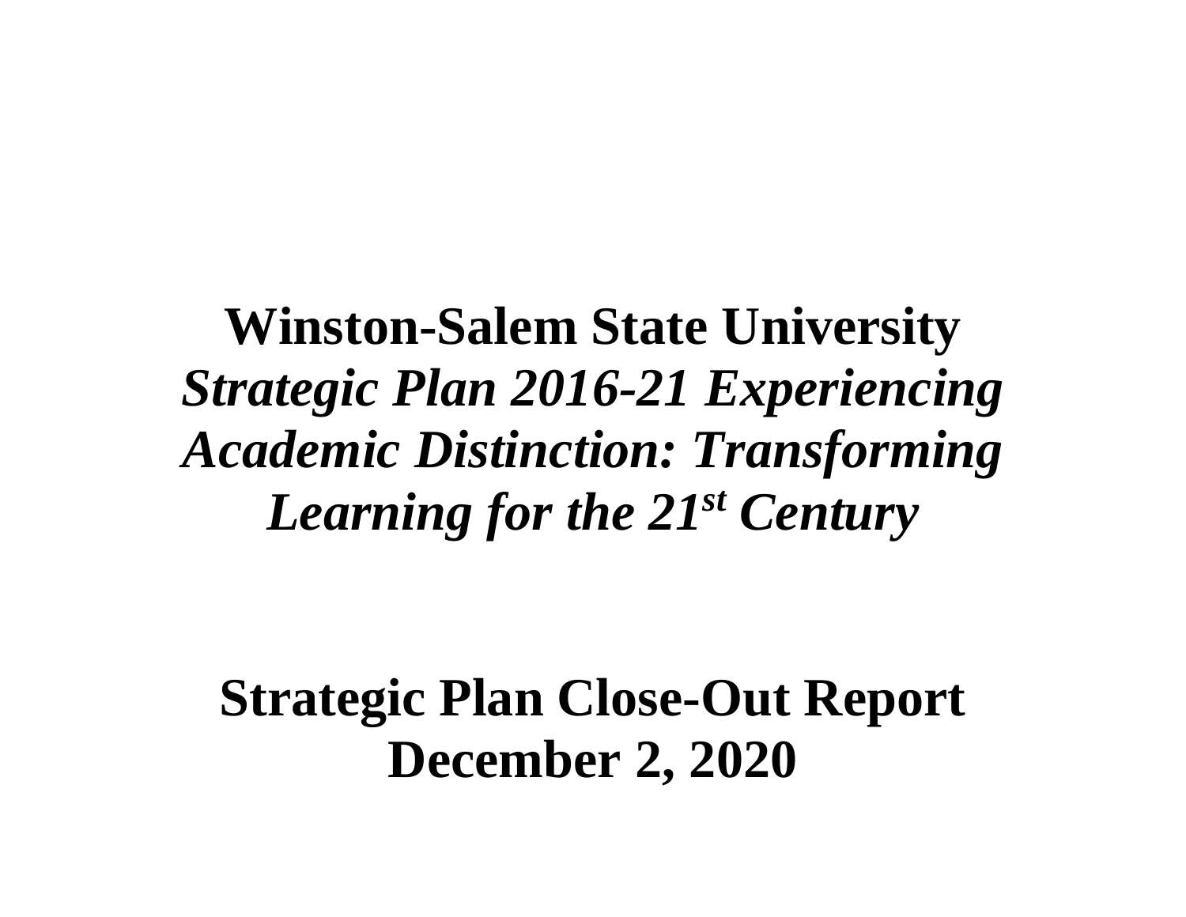# Winston-Salem State University

***Strategic Plan 2016-21 Experiencing Academic Distinction: Transforming Learning for the 21st Century***

## Strategic Plan Close-Out Report
## December 2, 2020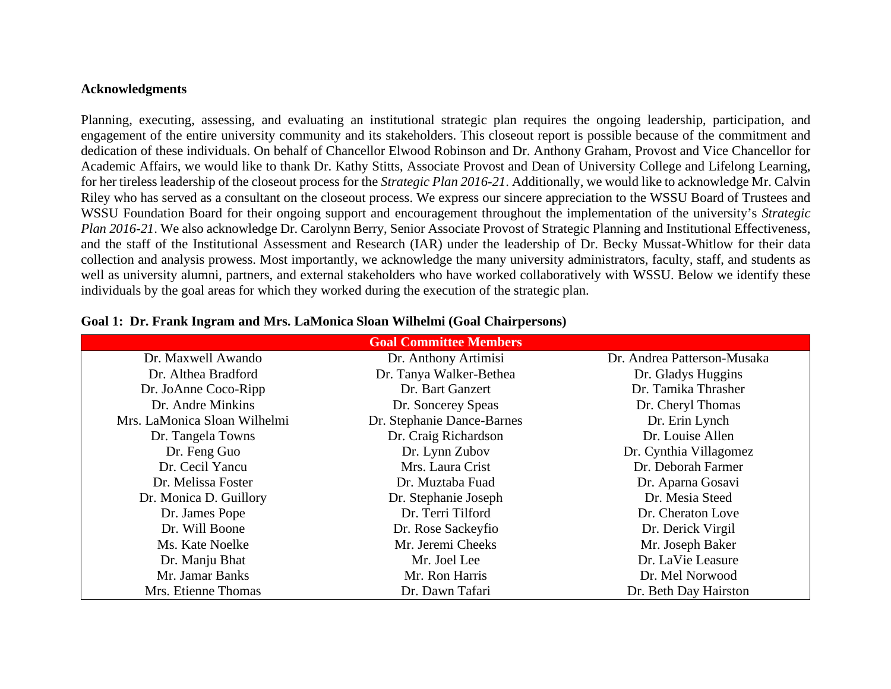**Acknowledgments**

Planning, executing, assessing, and evaluating an institutional strategic plan requires the ongoing leadership, participation, and engagement of the entire university community and its stakeholders. This closeout report is possible because of the commitment and dedication of these individuals. On behalf of Chancellor Elwood Robinson and Dr. Anthony Graham, Provost and Vice Chancellor for Academic Affairs, we would like to thank Dr. Kathy Stitts, Associate Provost and Dean of University College and Lifelong Learning, for her tireless leadership of the closeout process for the *Strategic Plan 2016-21*. Additionally, we would like to acknowledge Mr. Calvin Riley who has served as a consultant on the closeout process. We express our sincere appreciation to the WSSU Board of Trustees and WSSU Foundation Board for their ongoing support and encouragement throughout the implementation of the university's *Strategic Plan 2016-21*. We also acknowledge Dr. Carolynn Berry, Senior Associate Provost of Strategic Planning and Institutional Effectiveness, and the staff of the Institutional Assessment and Research (IAR) under the leadership of Dr. Becky Mussat-Whitlow for their data collection and analysis prowess. Most importantly, we acknowledge the many university administrators, faculty, staff, and students as well as university alumni, partners, and external stakeholders who have worked collaboratively with WSSU. Below we identify these individuals by the goal areas for which they worked during the execution of the strategic plan.

**Goal 1: Dr. Frank Ingram and Mrs. LaMonica Sloan Wilhelmi (Goal Chairpersons)**

| Goal Committee Members | | |
|---|---|---|
| Dr. Maxwell Awando | Dr. Anthony Artimisi | Dr. Andrea Patterson-Musaka |
| Dr. Althea Bradford | Dr. Tanya Walker-Bethea | Dr. Gladys Huggins |
| Dr. JoAnne Coco-Ripp | Dr. Bart Ganzert | Dr. Tamika Thrasher |
| Dr. Andre Minkins | Dr. Soncerey Speas | Dr. Cheryl Thomas |
| Mrs. LaMonica Sloan Wilhelmi | Dr. Stephanie Dance-Barnes | Dr. Erin Lynch |
| Dr. Tangela Towns | Dr. Craig Richardson | Dr. Louise Allen |
| Dr. Feng Guo | Dr. Lynn Zubov | Dr. Cynthia Villagomez |
| Dr. Cecil Yancu | Mrs. Laura Crist | Dr. Deborah Farmer |
| Dr. Melissa Foster | Dr. Muztaba Fuad | Dr. Aparna Gosavi |
| Dr. Monica D. Guillory | Dr. Stephanie Joseph | Dr. Mesia Steed |
| Dr. James Pope | Dr. Terri Tilford | Dr. Cheraton Love |
| Dr. Will Boone | Dr. Rose Sackeyfio | Dr. Derick Virgil |
| Ms. Kate Noelke | Mr. Jeremi Cheeks | Mr. Joseph Baker |
| Dr. Manju Bhat | Mr. Joel Lee | Dr. LaVie Leasure |
| Mr. Jamar Banks | Mr. Ron Harris | Dr. Mel Norwood |
| Mrs. Etienne Thomas | Dr. Dawn Tafari | Dr. Beth Day Hairston |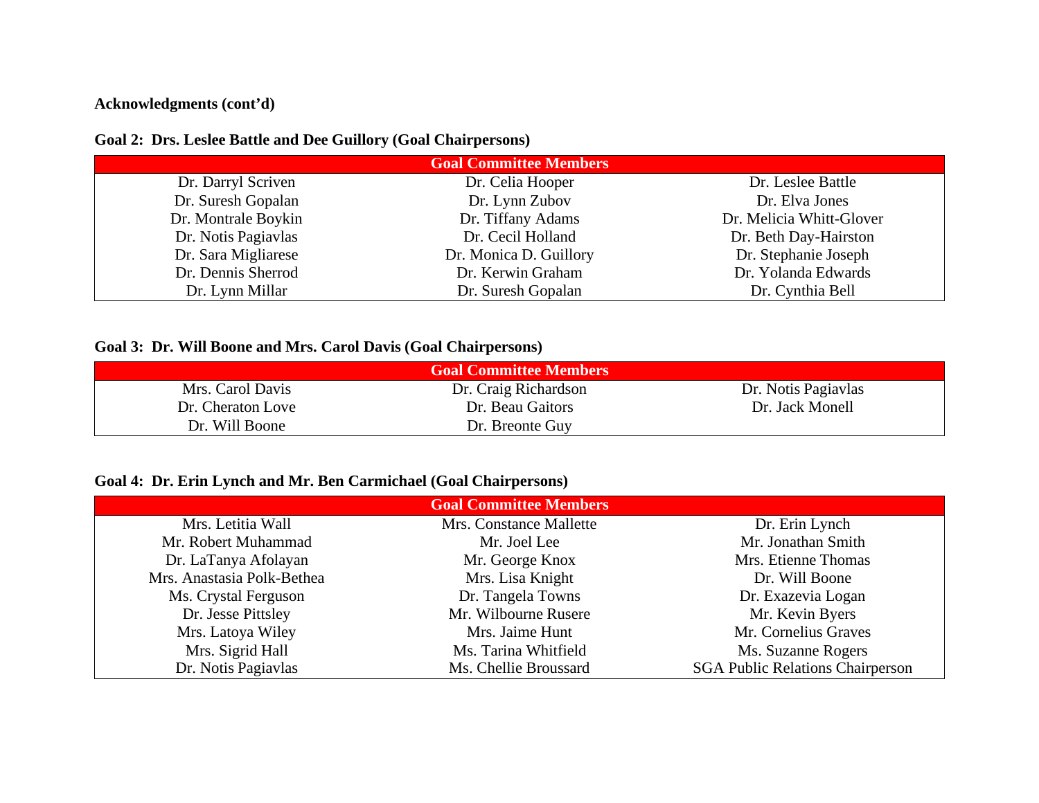**Acknowledgments (cont'd)**

**Goal 2: Drs. Leslee Battle and Dee Guillory (Goal Chairpersons)**

| Goal Committee Members | | |
|---|---|---|
| Dr. Darryl Scriven | Dr. Celia Hooper | Dr. Leslee Battle |
| Dr. Suresh Gopalan | Dr. Lynn Zubov | Dr. Elva Jones |
| Dr. Montrale Boykin | Dr. Tiffany Adams | Dr. Melicia Whitt-Glover |
| Dr. Notis Pagiavlas | Dr. Cecil Holland | Dr. Beth Day-Hairston |
| Dr. Sara Migliarese | Dr. Monica D. Guillory | Dr. Stephanie Joseph |
| Dr. Dennis Sherrod | Dr. Kerwin Graham | Dr. Yolanda Edwards |
| Dr. Lynn Millar | Dr. Suresh Gopalan | Dr. Cynthia Bell |

**Goal 3: Dr. Will Boone and Mrs. Carol Davis (Goal Chairpersons)**

| Goal Committee Members | | |
|---|---|---|
| Mrs. Carol Davis | Dr. Craig Richardson | Dr. Notis Pagiavlas |
| Dr. Cheraton Love | Dr. Beau Gaitors | Dr. Jack Monell |
| Dr. Will Boone | Dr. Breonte Guy | |

**Goal 4: Dr. Erin Lynch and Mr. Ben Carmichael (Goal Chairpersons)**

| Goal Committee Members | | |
|---|---|---|
| Mrs. Letitia Wall | Mrs. Constance Mallette | Dr. Erin Lynch |
| Mr. Robert Muhammad | Mr. Joel Lee | Mr. Jonathan Smith |
| Dr. LaTanya Afolayan | Mr. George Knox | Mrs. Etienne Thomas |
| Mrs. Anastasia Polk-Bethea | Mrs. Lisa Knight | Dr. Will Boone |
| Ms. Crystal Ferguson | Dr. Tangela Towns | Dr. Exazevia Logan |
| Dr. Jesse Pittsley | Mr. Wilbourne Rusere | Mr. Kevin Byers |
| Mrs. Latoya Wiley | Mrs. Jaime Hunt | Mr. Cornelius Graves |
| Mrs. Sigrid Hall | Ms. Tarina Whitfield | Ms. Suzanne Rogers |
| Dr. Notis Pagiavlas | Ms. Chellie Broussard | SGA Public Relations Chairperson |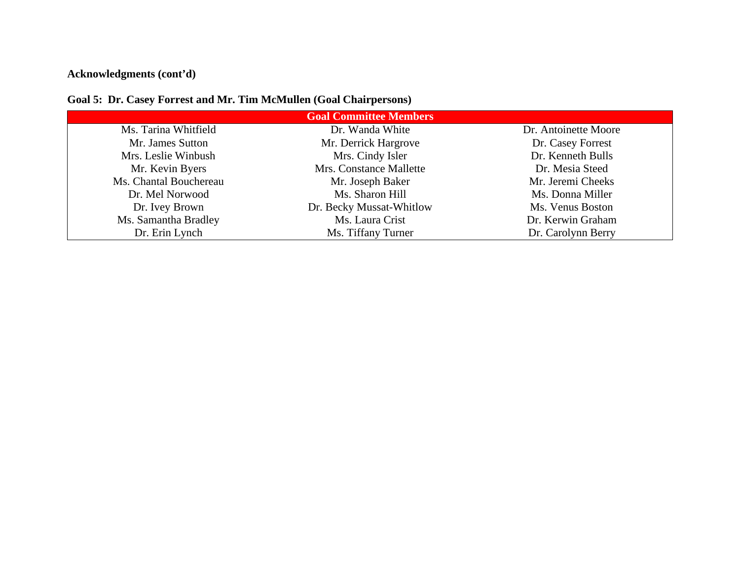**Acknowledgments (cont'd)**

**Goal 5: Dr. Casey Forrest and Mr. Tim McMullen (Goal Chairpersons)**

| Goal Committee Members | | |
|---|---|---|
| Ms. Tarina Whitfield | Dr. Wanda White | Dr. Antoinette Moore |
| Mr. James Sutton | Mr. Derrick Hargrove | Dr. Casey Forrest |
| Mrs. Leslie Winbush | Mrs. Cindy Isler | Dr. Kenneth Bulls |
| Mr. Kevin Byers | Mrs. Constance Mallette | Dr. Mesia Steed |
| Ms. Chantal Bouchereau | Mr. Joseph Baker | Mr. Jeremi Cheeks |
| Dr. Mel Norwood | Ms. Sharon Hill | Ms. Donna Miller |
| Dr. Ivey Brown | Dr. Becky Mussat-Whitlow | Ms. Venus Boston |
| Ms. Samantha Bradley | Ms. Laura Crist | Dr. Kerwin Graham |
| Dr. Erin Lynch | Ms. Tiffany Turner | Dr. Carolynn Berry |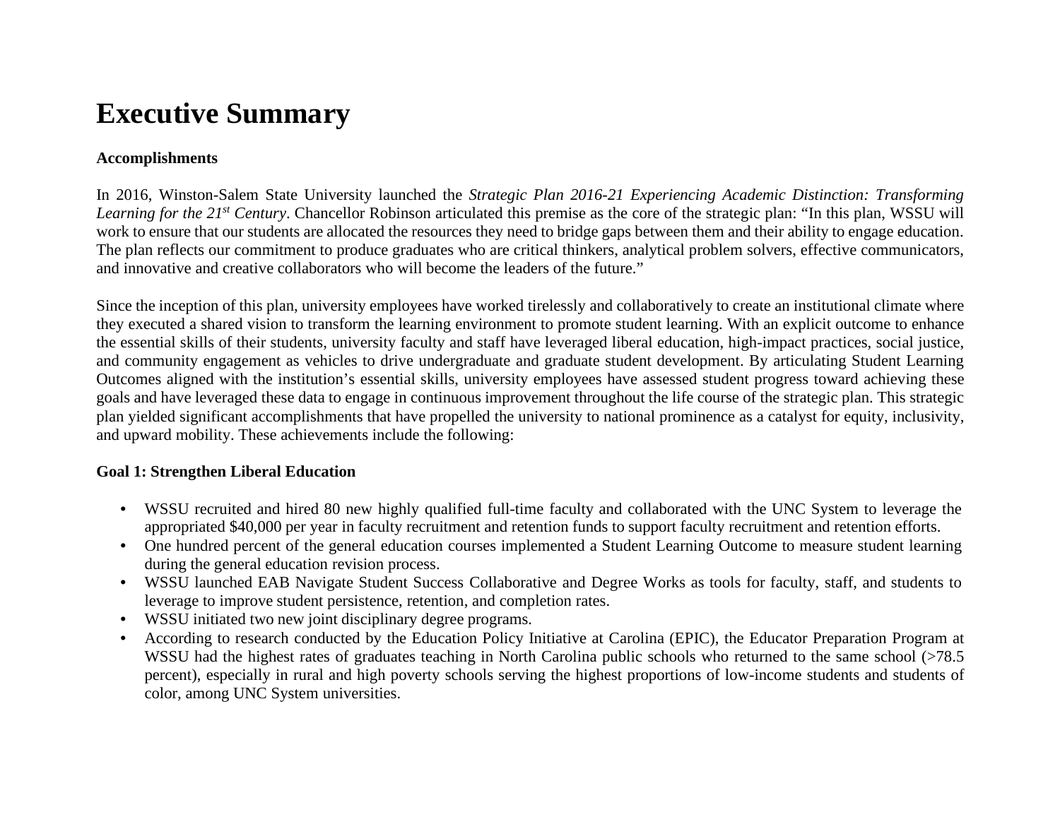# Executive Summary

**Accomplishments**

In 2016, Winston-Salem State University launched the *Strategic Plan 2016-21 Experiencing Academic Distinction: Transforming Learning for the 21st Century*. Chancellor Robinson articulated this premise as the core of the strategic plan: "In this plan, WSSU will work to ensure that our students are allocated the resources they need to bridge gaps between them and their ability to engage education. The plan reflects our commitment to produce graduates who are critical thinkers, analytical problem solvers, effective communicators, and innovative and creative collaborators who will become the leaders of the future."

Since the inception of this plan, university employees have worked tirelessly and collaboratively to create an institutional climate where they executed a shared vision to transform the learning environment to promote student learning. With an explicit outcome to enhance the essential skills of their students, university faculty and staff have leveraged liberal education, high-impact practices, social justice, and community engagement as vehicles to drive undergraduate and graduate student development. By articulating Student Learning Outcomes aligned with the institution's essential skills, university employees have assessed student progress toward achieving these goals and have leveraged these data to engage in continuous improvement throughout the life course of the strategic plan. This strategic plan yielded significant accomplishments that have propelled the university to national prominence as a catalyst for equity, inclusivity, and upward mobility. These achievements include the following:

**Goal 1: Strengthen Liberal Education**

- WSSU recruited and hired 80 new highly qualified full-time faculty and collaborated with the UNC System to leverage the appropriated $40,000 per year in faculty recruitment and retention funds to support faculty recruitment and retention efforts.
- One hundred percent of the general education courses implemented a Student Learning Outcome to measure student learning during the general education revision process.
- WSSU launched EAB Navigate Student Success Collaborative and Degree Works as tools for faculty, staff, and students to leverage to improve student persistence, retention, and completion rates.
- WSSU initiated two new joint disciplinary degree programs.
- According to research conducted by the Education Policy Initiative at Carolina (EPIC), the Educator Preparation Program at WSSU had the highest rates of graduates teaching in North Carolina public schools who returned to the same school (>78.5 percent), especially in rural and high poverty schools serving the highest proportions of low-income students and students of color, among UNC System universities.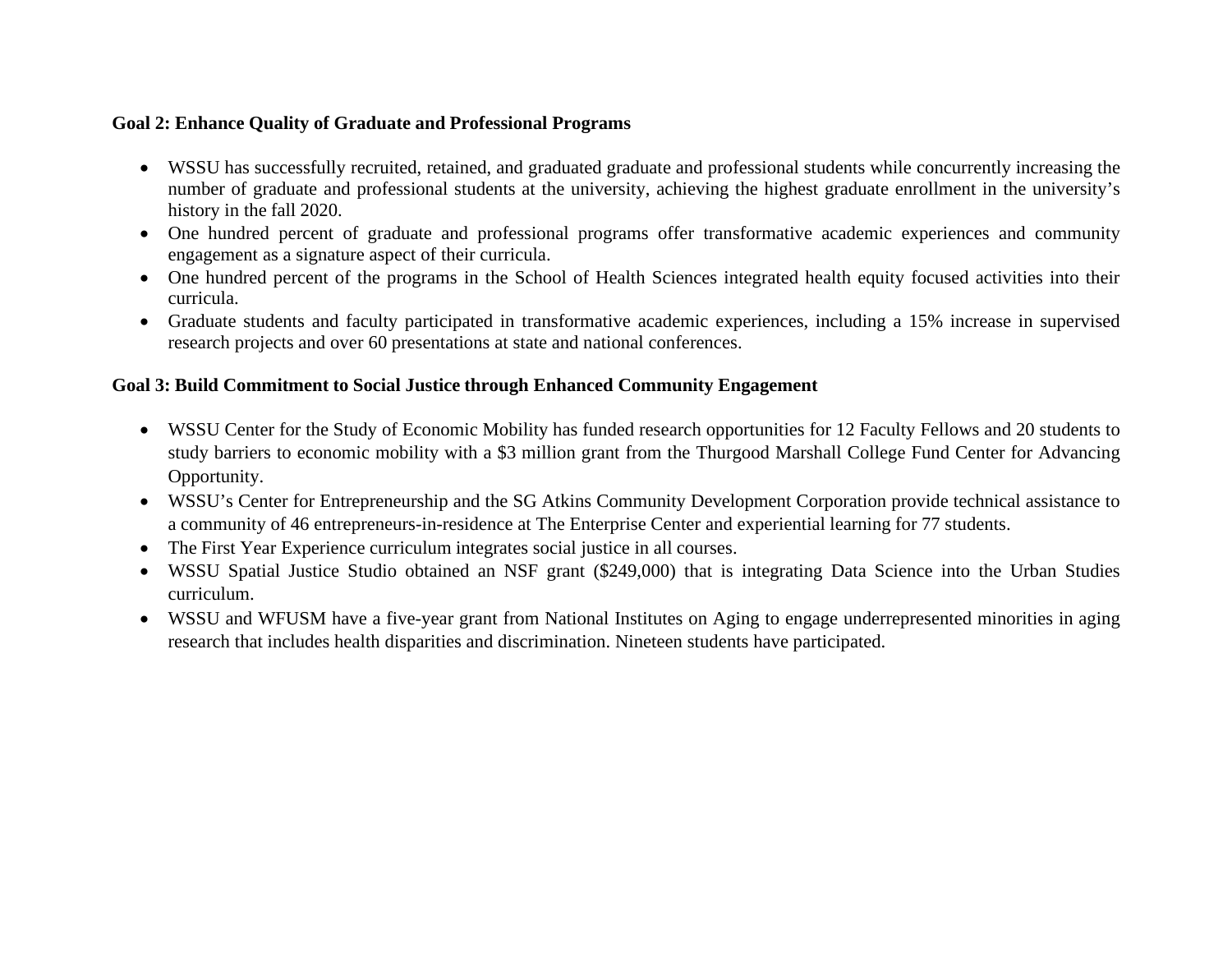**Goal 2: Enhance Quality of Graduate and Professional Programs**

- WSSU has successfully recruited, retained, and graduated graduate and professional students while concurrently increasing the number of graduate and professional students at the university, achieving the highest graduate enrollment in the university's history in the fall 2020.
- One hundred percent of graduate and professional programs offer transformative academic experiences and community engagement as a signature aspect of their curricula.
- One hundred percent of the programs in the School of Health Sciences integrated health equity focused activities into their curricula.
- Graduate students and faculty participated in transformative academic experiences, including a 15% increase in supervised research projects and over 60 presentations at state and national conferences.

**Goal 3: Build Commitment to Social Justice through Enhanced Community Engagement**

- WSSU Center for the Study of Economic Mobility has funded research opportunities for 12 Faculty Fellows and 20 students to study barriers to economic mobility with a $3 million grant from the Thurgood Marshall College Fund Center for Advancing Opportunity.
- WSSU's Center for Entrepreneurship and the SG Atkins Community Development Corporation provide technical assistance to a community of 46 entrepreneurs-in-residence at The Enterprise Center and experiential learning for 77 students.
- The First Year Experience curriculum integrates social justice in all courses.
- WSSU Spatial Justice Studio obtained an NSF grant ($249,000) that is integrating Data Science into the Urban Studies curriculum.
- WSSU and WFUSM have a five-year grant from National Institutes on Aging to engage underrepresented minorities in aging research that includes health disparities and discrimination. Nineteen students have participated.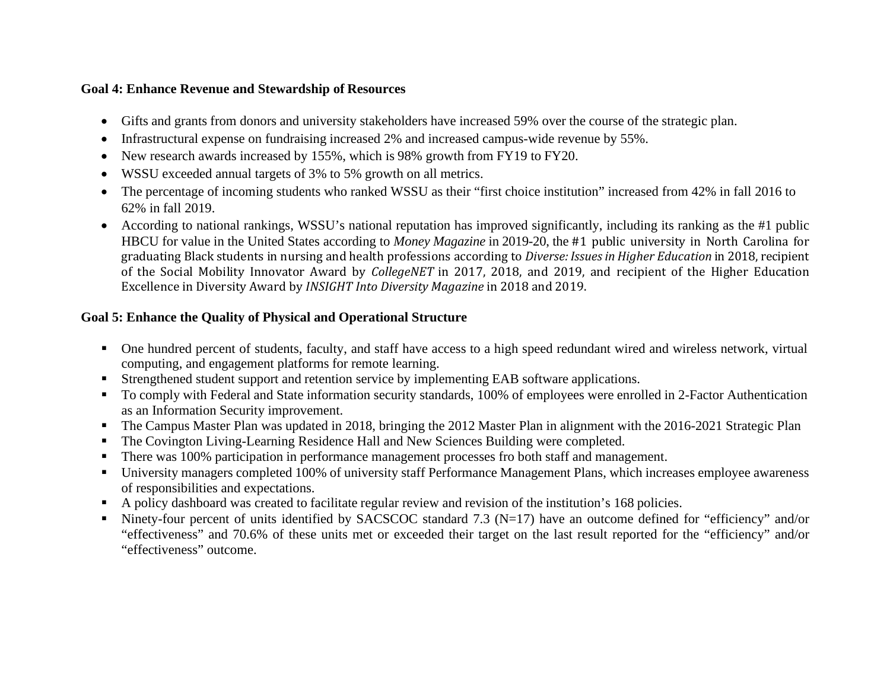**Goal 4: Enhance Revenue and Stewardship of Resources**

- Gifts and grants from donors and university stakeholders have increased 59% over the course of the strategic plan.
- Infrastructural expense on fundraising increased 2% and increased campus-wide revenue by 55%.
- New research awards increased by 155%, which is 98% growth from FY19 to FY20.
- WSSU exceeded annual targets of 3% to 5% growth on all metrics.
- The percentage of incoming students who ranked WSSU as their "first choice institution" increased from 42% in fall 2016 to 62% in fall 2019.
- According to national rankings, WSSU's national reputation has improved significantly, including its ranking as the #1 public HBCU for value in the United States according to *Money Magazine* in 2019-20, the #1 public university in North Carolina for graduating Black students in nursing and health professions according to *Diverse: Issues in Higher Education* in 2018, recipient of the Social Mobility Innovator Award by *CollegeNET* in 2017, 2018, and 2019, and recipient of the Higher Education Excellence in Diversity Award by *INSIGHT Into Diversity Magazine* in 2018 and 2019.

**Goal 5: Enhance the Quality of Physical and Operational Structure**

- One hundred percent of students, faculty, and staff have access to a high speed redundant wired and wireless network, virtual computing, and engagement platforms for remote learning.
- Strengthened student support and retention service by implementing EAB software applications.
- To comply with Federal and State information security standards, 100% of employees were enrolled in 2-Factor Authentication as an Information Security improvement.
- The Campus Master Plan was updated in 2018, bringing the 2012 Master Plan in alignment with the 2016-2021 Strategic Plan
- The Covington Living-Learning Residence Hall and New Sciences Building were completed.
- There was 100% participation in performance management processes fro both staff and management.
- University managers completed 100% of university staff Performance Management Plans, which increases employee awareness of responsibilities and expectations.
- A policy dashboard was created to facilitate regular review and revision of the institution's 168 policies.
- Ninety-four percent of units identified by SACSCOC standard 7.3 (N=17) have an outcome defined for "efficiency" and/or "effectiveness" and 70.6% of these units met or exceeded their target on the last result reported for the "efficiency" and/or "effectiveness" outcome.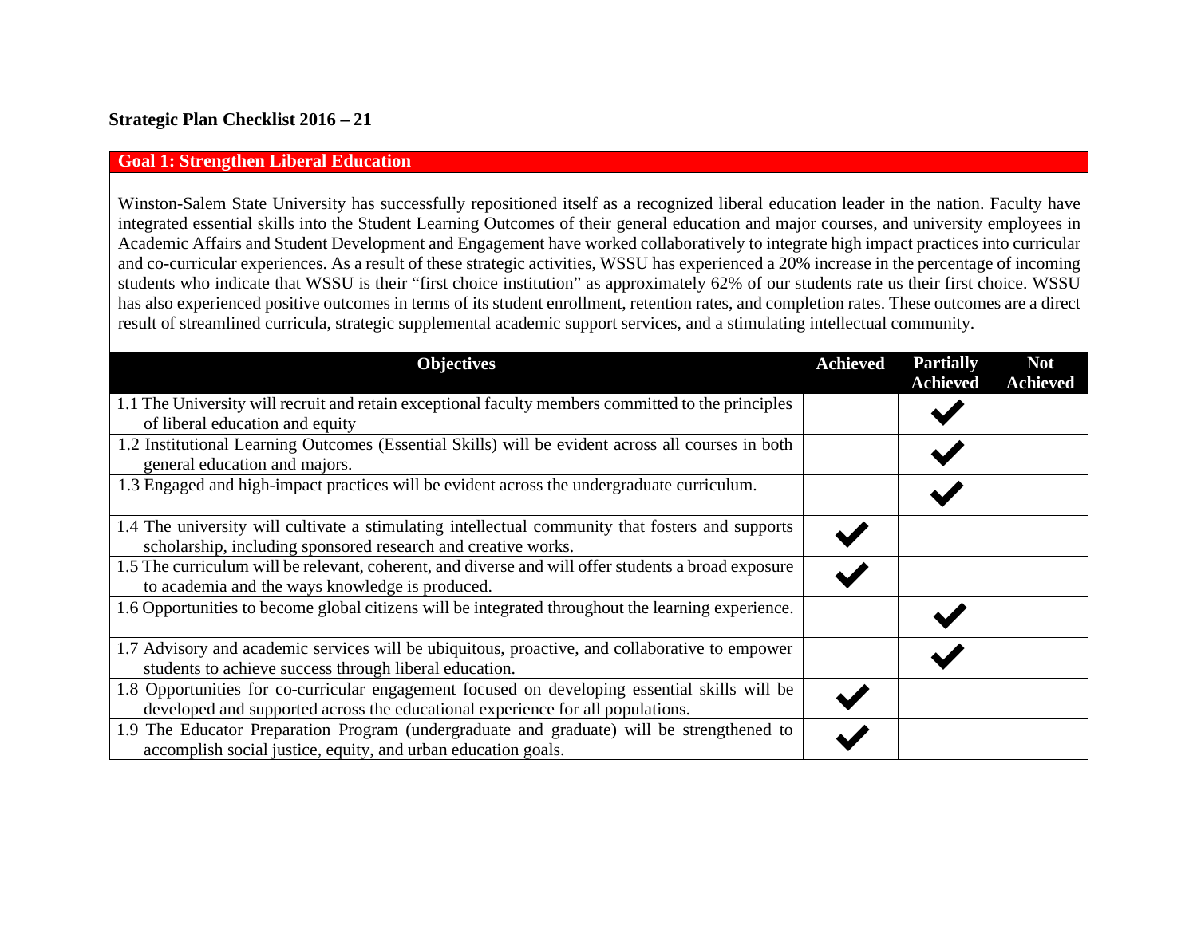**Strategic Plan Checklist 2016 – 21**

## Goal 1: Strengthen Liberal Education

Winston-Salem State University has successfully repositioned itself as a recognized liberal education leader in the nation. Faculty have integrated essential skills into the Student Learning Outcomes of their general education and major courses, and university employees in Academic Affairs and Student Development and Engagement have worked collaboratively to integrate high impact practices into curricular and co-curricular experiences. As a result of these strategic activities, WSSU has experienced a 20% increase in the percentage of incoming students who indicate that WSSU is their "first choice institution" as approximately 62% of our students rate us their first choice. WSSU has also experienced positive outcomes in terms of its student enrollment, retention rates, and completion rates. These outcomes are a direct result of streamlined curricula, strategic supplemental academic support services, and a stimulating intellectual community.

| Objectives | Achieved | Partially Achieved | Not Achieved |
|---|---|---|---|
| 1.1 The University will recruit and retain exceptional faculty members committed to the principles of liberal education and equity | | ✔ | |
| 1.2 Institutional Learning Outcomes (Essential Skills) will be evident across all courses in both general education and majors. | | ✔ | |
| 1.3 Engaged and high-impact practices will be evident across the undergraduate curriculum. | | ✔ | |
| 1.4 The university will cultivate a stimulating intellectual community that fosters and supports scholarship, including sponsored research and creative works. | ✔ | | |
| 1.5 The curriculum will be relevant, coherent, and diverse and will offer students a broad exposure to academia and the ways knowledge is produced. | ✔ | | |
| 1.6 Opportunities to become global citizens will be integrated throughout the learning experience. | | ✔ | |
| 1.7 Advisory and academic services will be ubiquitous, proactive, and collaborative to empower students to achieve success through liberal education. | | ✔ | |
| 1.8 Opportunities for co-curricular engagement focused on developing essential skills will be developed and supported across the educational experience for all populations. | ✔ | | |
| 1.9 The Educator Preparation Program (undergraduate and graduate) will be strengthened to accomplish social justice, equity, and urban education goals. | ✔ | | |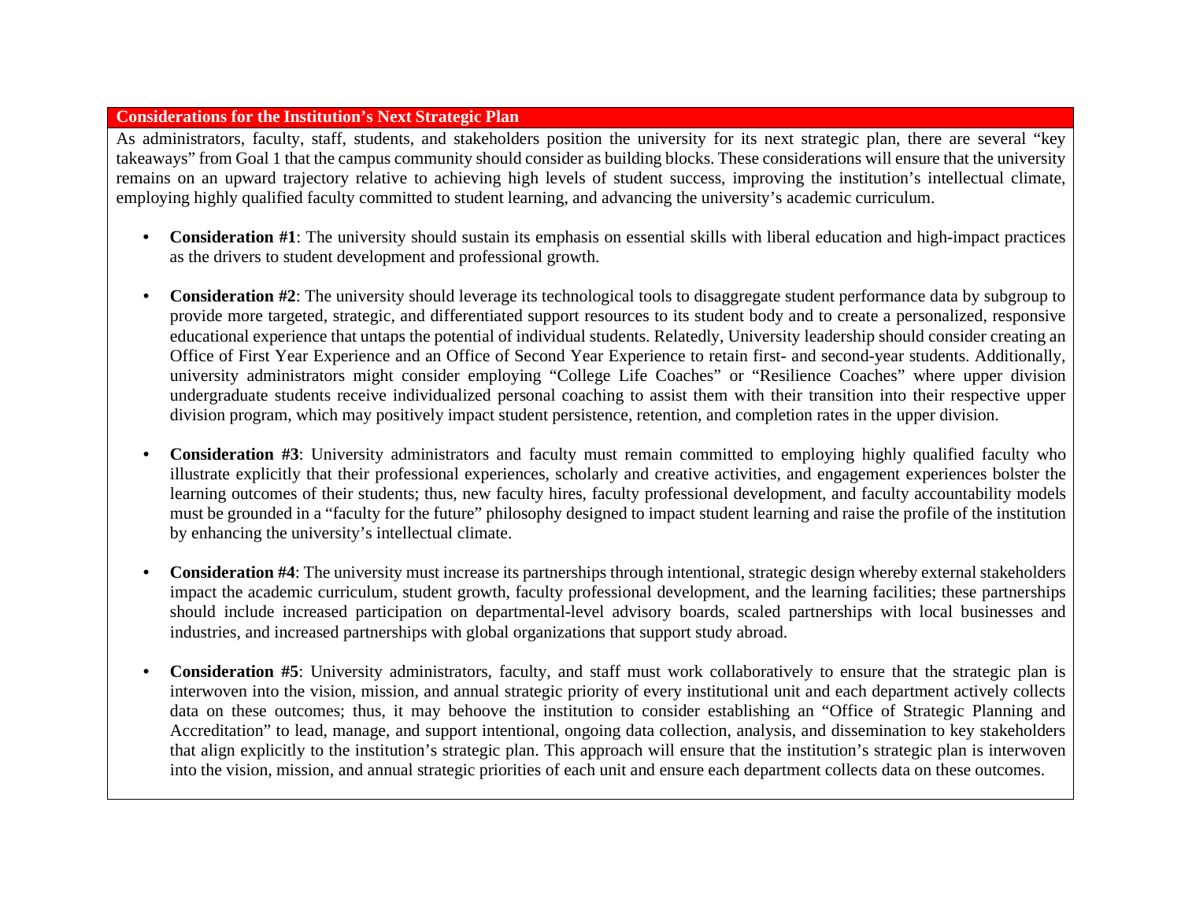**Considerations for the Institution's Next Strategic Plan**

As administrators, faculty, staff, students, and stakeholders position the university for its next strategic plan, there are several "key takeaways" from Goal 1 that the campus community should consider as building blocks. These considerations will ensure that the university remains on an upward trajectory relative to achieving high levels of student success, improving the institution's intellectual climate, employing highly qualified faculty committed to student learning, and advancing the university's academic curriculum.

- **Consideration #1**: The university should sustain its emphasis on essential skills with liberal education and high-impact practices as the drivers to student development and professional growth.

- **Consideration #2**: The university should leverage its technological tools to disaggregate student performance data by subgroup to provide more targeted, strategic, and differentiated support resources to its student body and to create a personalized, responsive educational experience that untaps the potential of individual students. Relatedly, University leadership should consider creating an Office of First Year Experience and an Office of Second Year Experience to retain first- and second-year students. Additionally, university administrators might consider employing "College Life Coaches" or "Resilience Coaches" where upper division undergraduate students receive individualized personal coaching to assist them with their transition into their respective upper division program, which may positively impact student persistence, retention, and completion rates in the upper division.

- **Consideration #3**: University administrators and faculty must remain committed to employing highly qualified faculty who illustrate explicitly that their professional experiences, scholarly and creative activities, and engagement experiences bolster the learning outcomes of their students; thus, new faculty hires, faculty professional development, and faculty accountability models must be grounded in a "faculty for the future" philosophy designed to impact student learning and raise the profile of the institution by enhancing the university's intellectual climate.

- **Consideration #4**: The university must increase its partnerships through intentional, strategic design whereby external stakeholders impact the academic curriculum, student growth, faculty professional development, and the learning facilities; these partnerships should include increased participation on departmental-level advisory boards, scaled partnerships with local businesses and industries, and increased partnerships with global organizations that support study abroad.

- **Consideration #5**: University administrators, faculty, and staff must work collaboratively to ensure that the strategic plan is interwoven into the vision, mission, and annual strategic priority of every institutional unit and each department actively collects data on these outcomes; thus, it may behoove the institution to consider establishing an "Office of Strategic Planning and Accreditation" to lead, manage, and support intentional, ongoing data collection, analysis, and dissemination to key stakeholders that align explicitly to the institution's strategic plan. This approach will ensure that the institution's strategic plan is interwoven into the vision, mission, and annual strategic priorities of each unit and ensure each department collects data on these outcomes.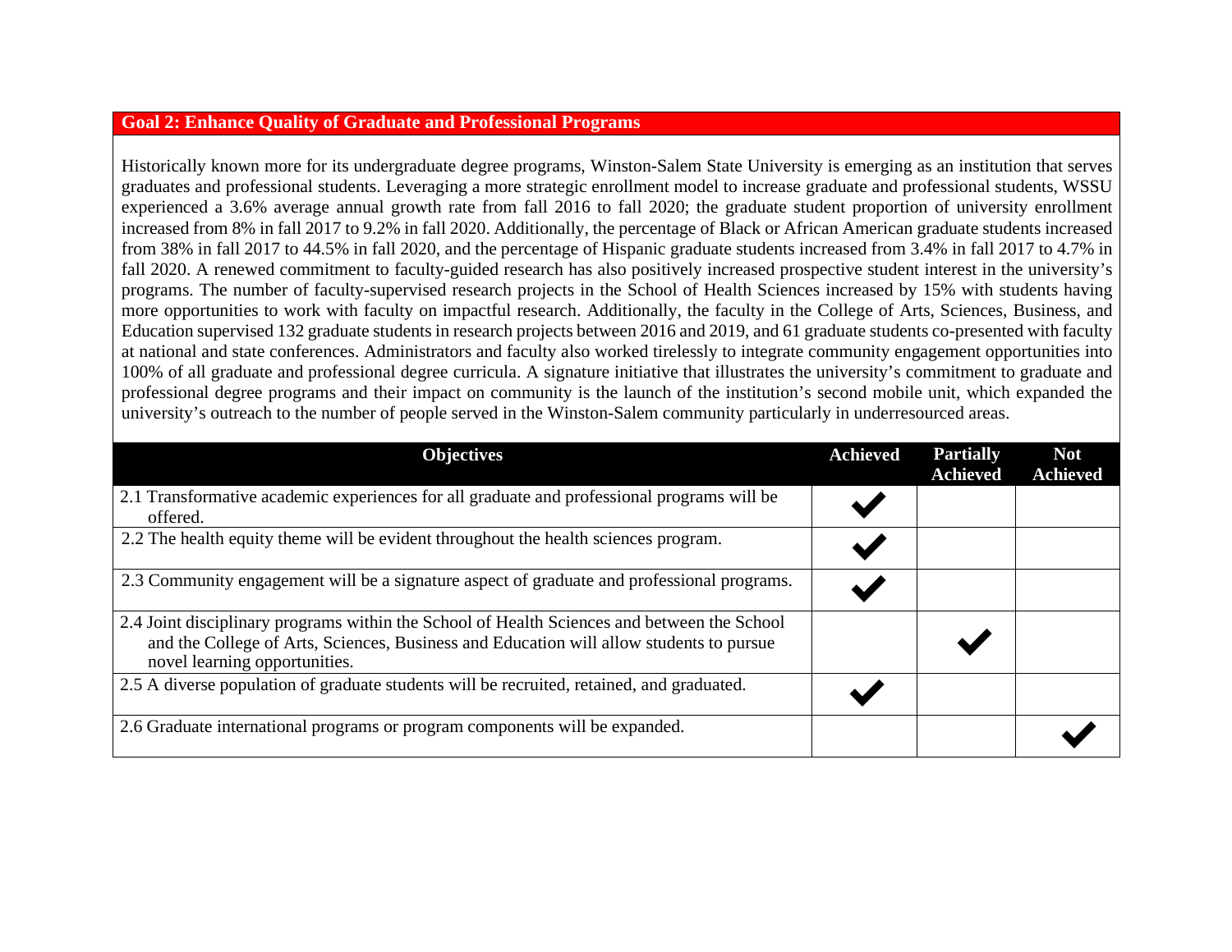## Goal 2: Enhance Quality of Graduate and Professional Programs

Historically known more for its undergraduate degree programs, Winston-Salem State University is emerging as an institution that serves graduates and professional students. Leveraging a more strategic enrollment model to increase graduate and professional students, WSSU experienced a 3.6% average annual growth rate from fall 2016 to fall 2020; the graduate student proportion of university enrollment increased from 8% in fall 2017 to 9.2% in fall 2020. Additionally, the percentage of Black or African American graduate students increased from 38% in fall 2017 to 44.5% in fall 2020, and the percentage of Hispanic graduate students increased from 3.4% in fall 2017 to 4.7% in fall 2020. A renewed commitment to faculty-guided research has also positively increased prospective student interest in the university's programs. The number of faculty-supervised research projects in the School of Health Sciences increased by 15% with students having more opportunities to work with faculty on impactful research. Additionally, the faculty in the College of Arts, Sciences, Business, and Education supervised 132 graduate students in research projects between 2016 and 2019, and 61 graduate students co-presented with faculty at national and state conferences. Administrators and faculty also worked tirelessly to integrate community engagement opportunities into 100% of all graduate and professional degree curricula. A signature initiative that illustrates the university's commitment to graduate and professional degree programs and their impact on community is the launch of the institution's second mobile unit, which expanded the university's outreach to the number of people served in the Winston-Salem community particularly in underresourced areas.

| Objectives | Achieved | Partially Achieved | Not Achieved |
|---|---|---|---|
| 2.1 Transformative academic experiences for all graduate and professional programs will be offered. | ✔ | | |
| 2.2 The health equity theme will be evident throughout the health sciences program. | ✔ | | |
| 2.3 Community engagement will be a signature aspect of graduate and professional programs. | ✔ | | |
| 2.4 Joint disciplinary programs within the School of Health Sciences and between the School and the College of Arts, Sciences, Business and Education will allow students to pursue novel learning opportunities. | | ✔ | |
| 2.5 A diverse population of graduate students will be recruited, retained, and graduated. | ✔ | | |
| 2.6 Graduate international programs or program components will be expanded. | | | ✔ |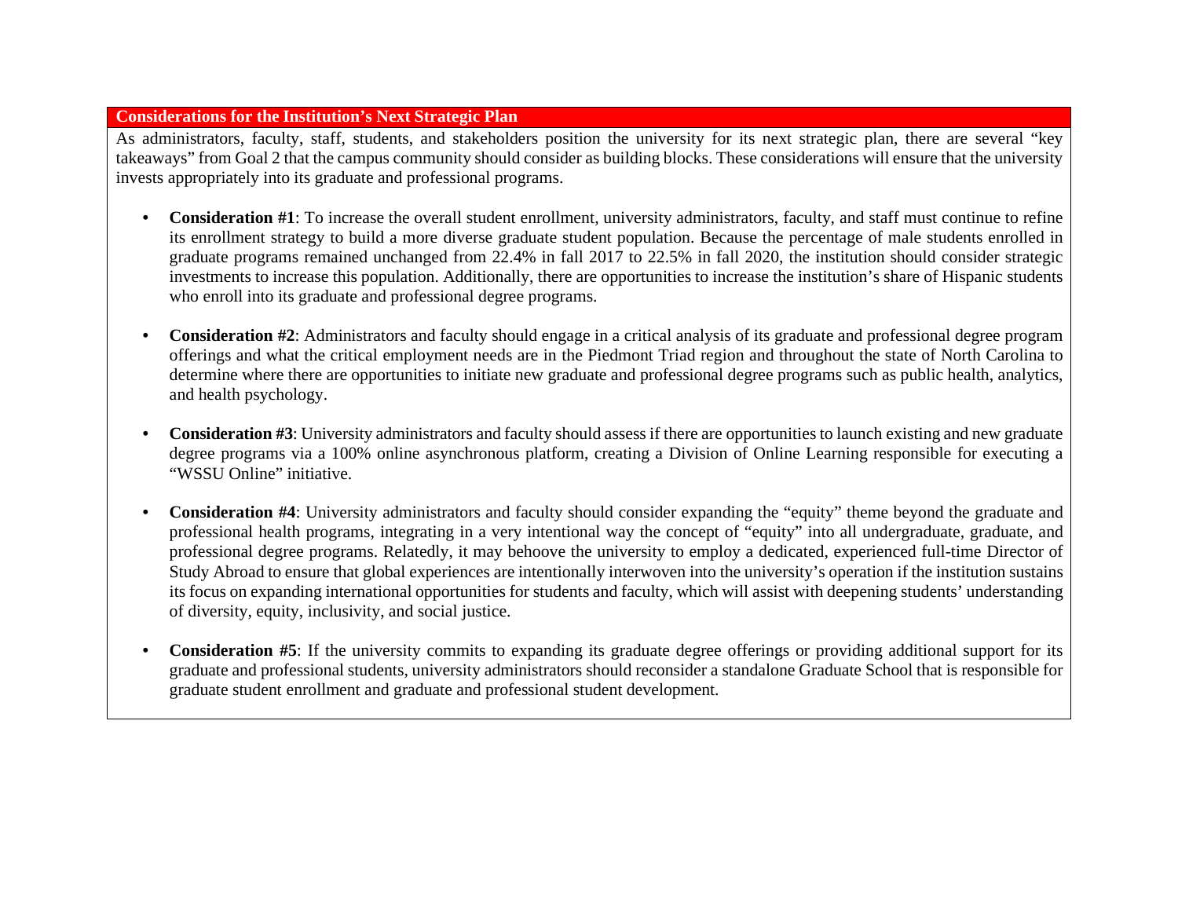## Considerations for the Institution's Next Strategic Plan

As administrators, faculty, staff, students, and stakeholders position the university for its next strategic plan, there are several "key takeaways" from Goal 2 that the campus community should consider as building blocks. These considerations will ensure that the university invests appropriately into its graduate and professional programs.

- **Consideration #1**: To increase the overall student enrollment, university administrators, faculty, and staff must continue to refine its enrollment strategy to build a more diverse graduate student population. Because the percentage of male students enrolled in graduate programs remained unchanged from 22.4% in fall 2017 to 22.5% in fall 2020, the institution should consider strategic investments to increase this population. Additionally, there are opportunities to increase the institution's share of Hispanic students who enroll into its graduate and professional degree programs.

- **Consideration #2**: Administrators and faculty should engage in a critical analysis of its graduate and professional degree program offerings and what the critical employment needs are in the Piedmont Triad region and throughout the state of North Carolina to determine where there are opportunities to initiate new graduate and professional degree programs such as public health, analytics, and health psychology.

- **Consideration #3**: University administrators and faculty should assess if there are opportunities to launch existing and new graduate degree programs via a 100% online asynchronous platform, creating a Division of Online Learning responsible for executing a "WSSU Online" initiative.

- **Consideration #4**: University administrators and faculty should consider expanding the "equity" theme beyond the graduate and professional health programs, integrating in a very intentional way the concept of "equity" into all undergraduate, graduate, and professional degree programs. Relatedly, it may behoove the university to employ a dedicated, experienced full-time Director of Study Abroad to ensure that global experiences are intentionally interwoven into the university's operation if the institution sustains its focus on expanding international opportunities for students and faculty, which will assist with deepening students' understanding of diversity, equity, inclusivity, and social justice.

- **Consideration #5**: If the university commits to expanding its graduate degree offerings or providing additional support for its graduate and professional students, university administrators should reconsider a standalone Graduate School that is responsible for graduate student enrollment and graduate and professional student development.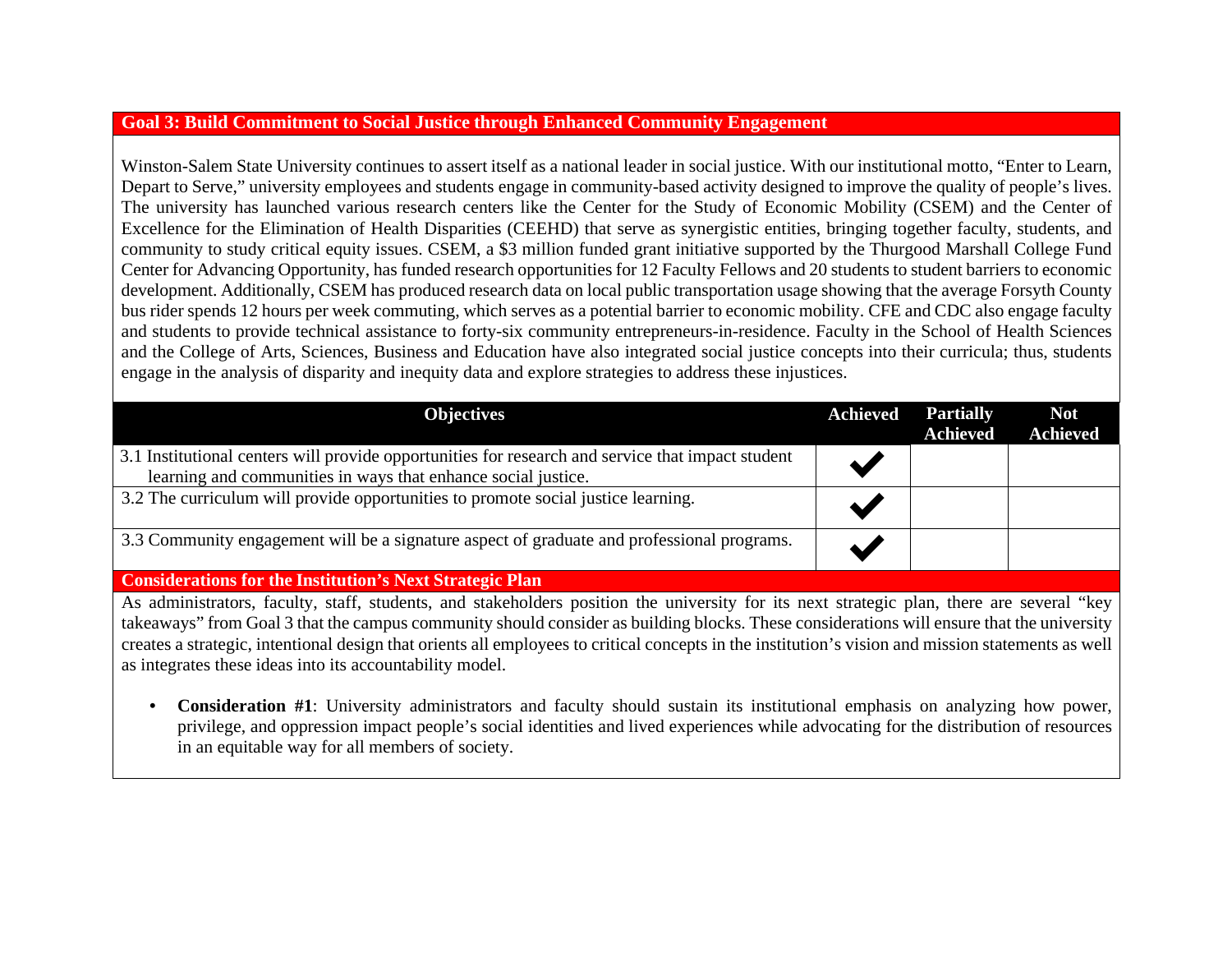## Goal 3: Build Commitment to Social Justice through Enhanced Community Engagement

Winston-Salem State University continues to assert itself as a national leader in social justice. With our institutional motto, "Enter to Learn, Depart to Serve," university employees and students engage in community-based activity designed to improve the quality of people's lives. The university has launched various research centers like the Center for the Study of Economic Mobility (CSEM) and the Center of Excellence for the Elimination of Health Disparities (CEEHD) that serve as synergistic entities, bringing together faculty, students, and community to study critical equity issues. CSEM, a $3 million funded grant initiative supported by the Thurgood Marshall College Fund Center for Advancing Opportunity, has funded research opportunities for 12 Faculty Fellows and 20 students to student barriers to economic development. Additionally, CSEM has produced research data on local public transportation usage showing that the average Forsyth County bus rider spends 12 hours per week commuting, which serves as a potential barrier to economic mobility. CFE and CDC also engage faculty and students to provide technical assistance to forty-six community entrepreneurs-in-residence. Faculty in the School of Health Sciences and the College of Arts, Sciences, Business and Education have also integrated social justice concepts into their curricula; thus, students engage in the analysis of disparity and inequity data and explore strategies to address these injustices.

| Objectives | Achieved | Partially Achieved | Not Achieved |
|---|---|---|---|
| 3.1 Institutional centers will provide opportunities for research and service that impact student learning and communities in ways that enhance social justice. | ✔ | | |
| 3.2 The curriculum will provide opportunities to promote social justice learning. | ✔ | | |
| 3.3 Community engagement will be a signature aspect of graduate and professional programs. | ✔ | | |

### Considerations for the Institution's Next Strategic Plan

As administrators, faculty, staff, students, and stakeholders position the university for its next strategic plan, there are several "key takeaways" from Goal 3 that the campus community should consider as building blocks. These considerations will ensure that the university creates a strategic, intentional design that orients all employees to critical concepts in the institution's vision and mission statements as well as integrates these ideas into its accountability model.

- **Consideration #1**: University administrators and faculty should sustain its institutional emphasis on analyzing how power, privilege, and oppression impact people's social identities and lived experiences while advocating for the distribution of resources in an equitable way for all members of society.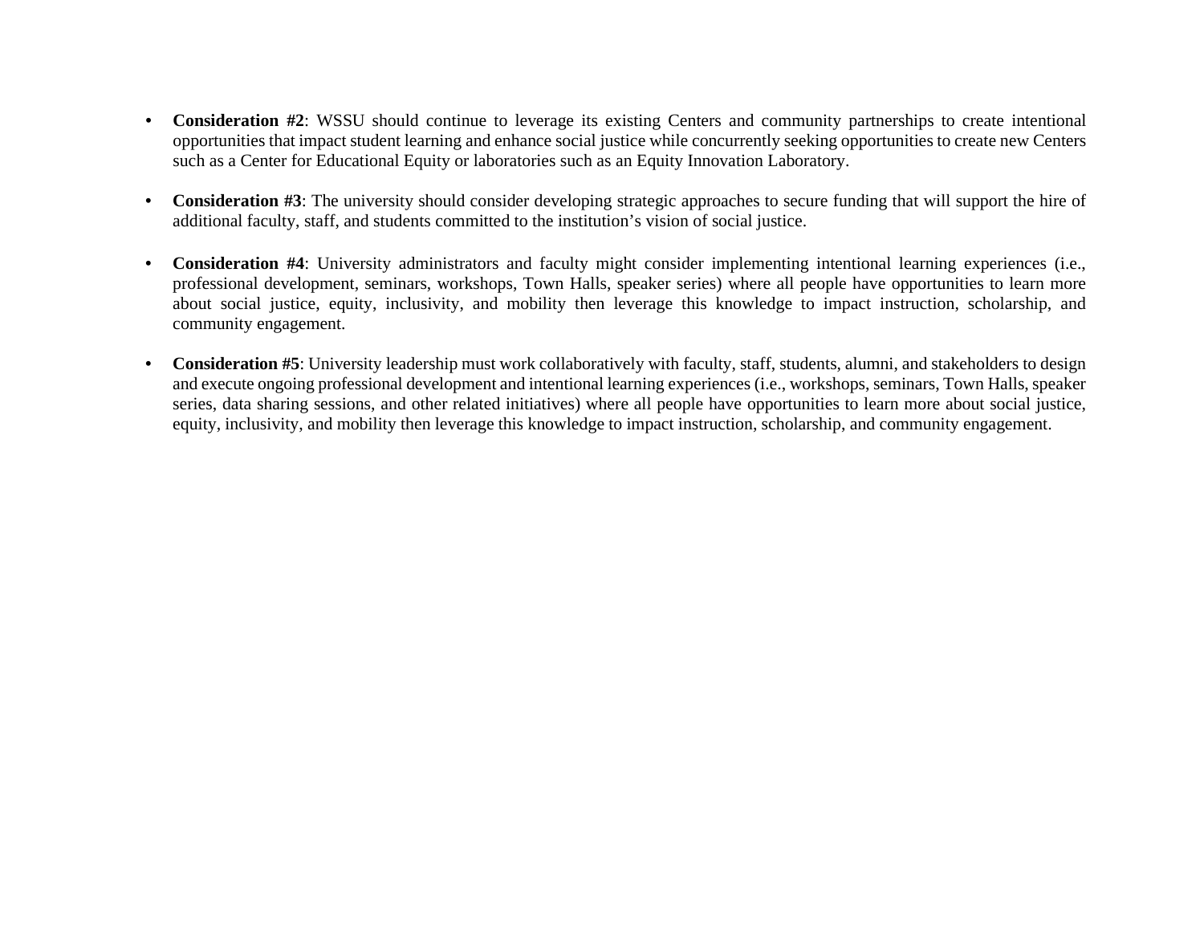- **Consideration #2**: WSSU should continue to leverage its existing Centers and community partnerships to create intentional opportunities that impact student learning and enhance social justice while concurrently seeking opportunities to create new Centers such as a Center for Educational Equity or laboratories such as an Equity Innovation Laboratory.

- **Consideration #3**: The university should consider developing strategic approaches to secure funding that will support the hire of additional faculty, staff, and students committed to the institution's vision of social justice.

- **Consideration #4**: University administrators and faculty might consider implementing intentional learning experiences (i.e., professional development, seminars, workshops, Town Halls, speaker series) where all people have opportunities to learn more about social justice, equity, inclusivity, and mobility then leverage this knowledge to impact instruction, scholarship, and community engagement.

- **Consideration #5**: University leadership must work collaboratively with faculty, staff, students, alumni, and stakeholders to design and execute ongoing professional development and intentional learning experiences (i.e., workshops, seminars, Town Halls, speaker series, data sharing sessions, and other related initiatives) where all people have opportunities to learn more about social justice, equity, inclusivity, and mobility then leverage this knowledge to impact instruction, scholarship, and community engagement.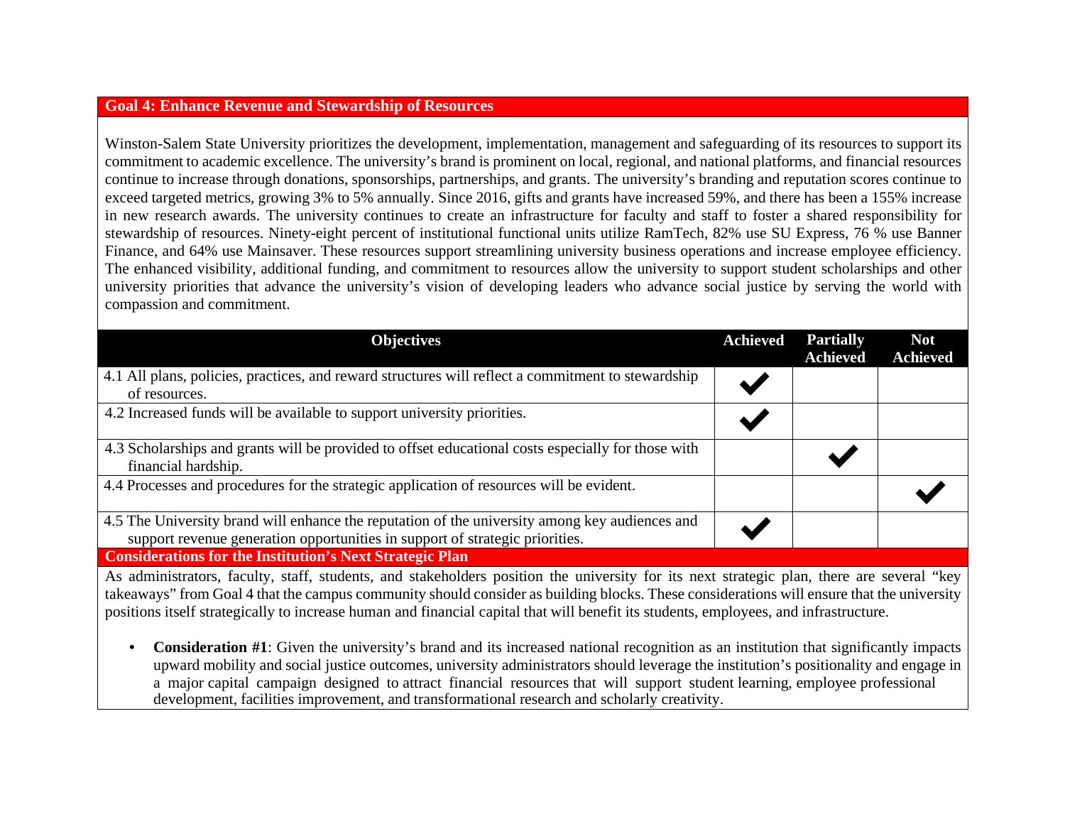## Goal 4: Enhance Revenue and Stewardship of Resources

Winston-Salem State University prioritizes the development, implementation, management and safeguarding of its resources to support its commitment to academic excellence. The university's brand is prominent on local, regional, and national platforms, and financial resources continue to increase through donations, sponsorships, partnerships, and grants. The university's branding and reputation scores continue to exceed targeted metrics, growing 3% to 5% annually. Since 2016, gifts and grants have increased 59%, and there has been a 155% increase in new research awards. The university continues to create an infrastructure for faculty and staff to foster a shared responsibility for stewardship of resources. Ninety-eight percent of institutional functional units utilize RamTech, 82% use SU Express, 76 % use Banner Finance, and 64% use Mainsaver. These resources support streamlining university business operations and increase employee efficiency. The enhanced visibility, additional funding, and commitment to resources allow the university to support student scholarships and other university priorities that advance the university's vision of developing leaders who advance social justice by serving the world with compassion and commitment.

| Objectives | Achieved | Partially Achieved | Not Achieved |
|---|---|---|---|
| 4.1 All plans, policies, practices, and reward structures will reflect a commitment to stewardship of resources. | ✔ | | |
| 4.2 Increased funds will be available to support university priorities. | ✔ | | |
| 4.3 Scholarships and grants will be provided to offset educational costs especially for those with financial hardship. | | ✔ | |
| 4.4 Processes and procedures for the strategic application of resources will be evident. | | | ✔ |
| 4.5 The University brand will enhance the reputation of the university among key audiences and support revenue generation opportunities in support of strategic priorities. | ✔ | | |

### Considerations for the Institution's Next Strategic Plan

As administrators, faculty, staff, students, and stakeholders position the university for its next strategic plan, there are several "key takeaways" from Goal 4 that the campus community should consider as building blocks. These considerations will ensure that the university positions itself strategically to increase human and financial capital that will benefit its students, employees, and infrastructure.

- **Consideration #1**: Given the university's brand and its increased national recognition as an institution that significantly impacts upward mobility and social justice outcomes, university administrators should leverage the institution's positionality and engage in a major capital campaign designed to attract financial resources that will support student learning, employee professional development, facilities improvement, and transformational research and scholarly creativity.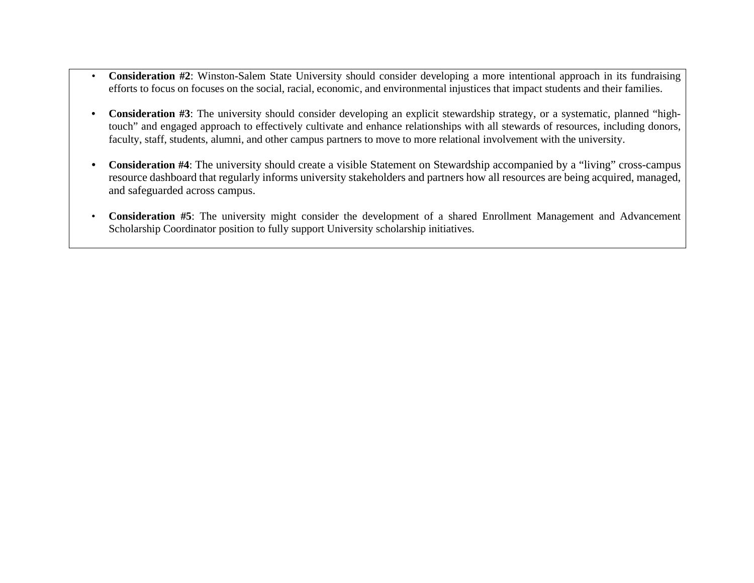- **Consideration #2**: Winston-Salem State University should consider developing a more intentional approach in its fundraising efforts to focus on focuses on the social, racial, economic, and environmental injustices that impact students and their families.

- **Consideration #3**: The university should consider developing an explicit stewardship strategy, or a systematic, planned "high-touch" and engaged approach to effectively cultivate and enhance relationships with all stewards of resources, including donors, faculty, staff, students, alumni, and other campus partners to move to more relational involvement with the university.

- **Consideration #4**: The university should create a visible Statement on Stewardship accompanied by a "living" cross-campus resource dashboard that regularly informs university stakeholders and partners how all resources are being acquired, managed, and safeguarded across campus.

- **Consideration #5**: The university might consider the development of a shared Enrollment Management and Advancement Scholarship Coordinator position to fully support University scholarship initiatives.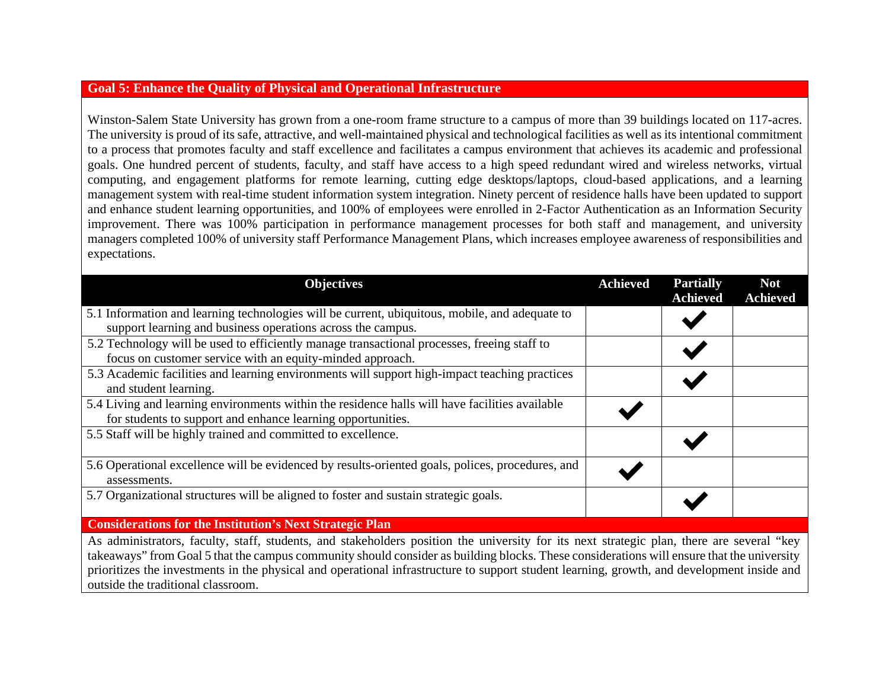## Goal 5: Enhance the Quality of Physical and Operational Infrastructure

Winston-Salem State University has grown from a one-room frame structure to a campus of more than 39 buildings located on 117-acres. The university is proud of its safe, attractive, and well-maintained physical and technological facilities as well as its intentional commitment to a process that promotes faculty and staff excellence and facilitates a campus environment that achieves its academic and professional goals. One hundred percent of students, faculty, and staff have access to a high speed redundant wired and wireless networks, virtual computing, and engagement platforms for remote learning, cutting edge desktops/laptops, cloud-based applications, and a learning management system with real-time student information system integration. Ninety percent of residence halls have been updated to support and enhance student learning opportunities, and 100% of employees were enrolled in 2-Factor Authentication as an Information Security improvement. There was 100% participation in performance management processes for both staff and management, and university managers completed 100% of university staff Performance Management Plans, which increases employee awareness of responsibilities and expectations.

| Objectives | Achieved | Partially Achieved | Not Achieved |
|---|---|---|---|
| 5.1 Information and learning technologies will be current, ubiquitous, mobile, and adequate to support learning and business operations across the campus. | | ✔ | |
| 5.2 Technology will be used to efficiently manage transactional processes, freeing staff to focus on customer service with an equity-minded approach. | | ✔ | |
| 5.3 Academic facilities and learning environments will support high-impact teaching practices and student learning. | | ✔ | |
| 5.4 Living and learning environments within the residence halls will have facilities available for students to support and enhance learning opportunities. | ✔ | | |
| 5.5 Staff will be highly trained and committed to excellence. | | ✔ | |
| 5.6 Operational excellence will be evidenced by results-oriented goals, polices, procedures, and assessments. | ✔ | | |
| 5.7 Organizational structures will be aligned to foster and sustain strategic goals. | | ✔ | |

### Considerations for the Institution's Next Strategic Plan

As administrators, faculty, staff, students, and stakeholders position the university for its next strategic plan, there are several "key takeaways" from Goal 5 that the campus community should consider as building blocks. These considerations will ensure that the university prioritizes the investments in the physical and operational infrastructure to support student learning, growth, and development inside and outside the traditional classroom.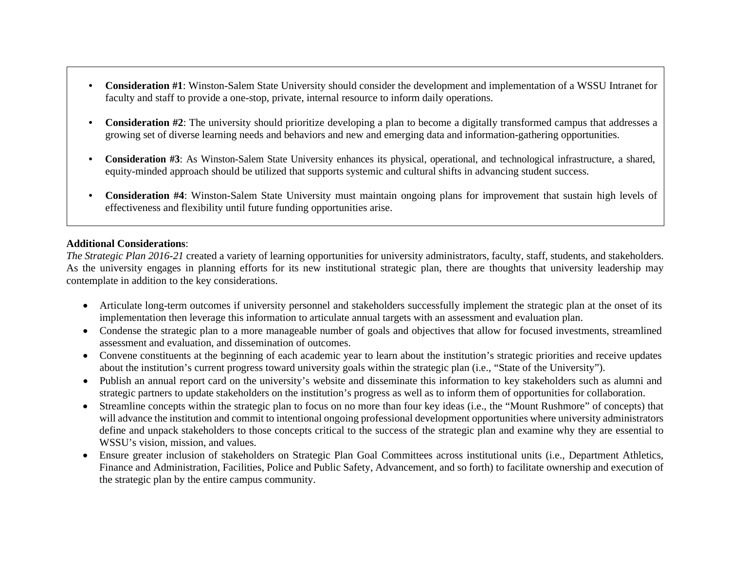- **Consideration #1**: Winston-Salem State University should consider the development and implementation of a WSSU Intranet for faculty and staff to provide a one-stop, private, internal resource to inform daily operations.

- **Consideration #2**: The university should prioritize developing a plan to become a digitally transformed campus that addresses a growing set of diverse learning needs and behaviors and new and emerging data and information-gathering opportunities.

- **Consideration #3**: As Winston-Salem State University enhances its physical, operational, and technological infrastructure, a shared, equity-minded approach should be utilized that supports systemic and cultural shifts in advancing student success.

- **Consideration #4**: Winston-Salem State University must maintain ongoing plans for improvement that sustain high levels of effectiveness and flexibility until future funding opportunities arise.

**Additional Considerations**:
*The Strategic Plan 2016-21* created a variety of learning opportunities for university administrators, faculty, staff, students, and stakeholders. As the university engages in planning efforts for its new institutional strategic plan, there are thoughts that university leadership may contemplate in addition to the key considerations.

- Articulate long-term outcomes if university personnel and stakeholders successfully implement the strategic plan at the onset of its implementation then leverage this information to articulate annual targets with an assessment and evaluation plan.
- Condense the strategic plan to a more manageable number of goals and objectives that allow for focused investments, streamlined assessment and evaluation, and dissemination of outcomes.
- Convene constituents at the beginning of each academic year to learn about the institution's strategic priorities and receive updates about the institution's current progress toward university goals within the strategic plan (i.e., "State of the University").
- Publish an annual report card on the university's website and disseminate this information to key stakeholders such as alumni and strategic partners to update stakeholders on the institution's progress as well as to inform them of opportunities for collaboration.
- Streamline concepts within the strategic plan to focus on no more than four key ideas (i.e., the "Mount Rushmore" of concepts) that will advance the institution and commit to intentional ongoing professional development opportunities where university administrators define and unpack stakeholders to those concepts critical to the success of the strategic plan and examine why they are essential to WSSU's vision, mission, and values.
- Ensure greater inclusion of stakeholders on Strategic Plan Goal Committees across institutional units (i.e., Department Athletics, Finance and Administration, Facilities, Police and Public Safety, Advancement, and so forth) to facilitate ownership and execution of the strategic plan by the entire campus community.